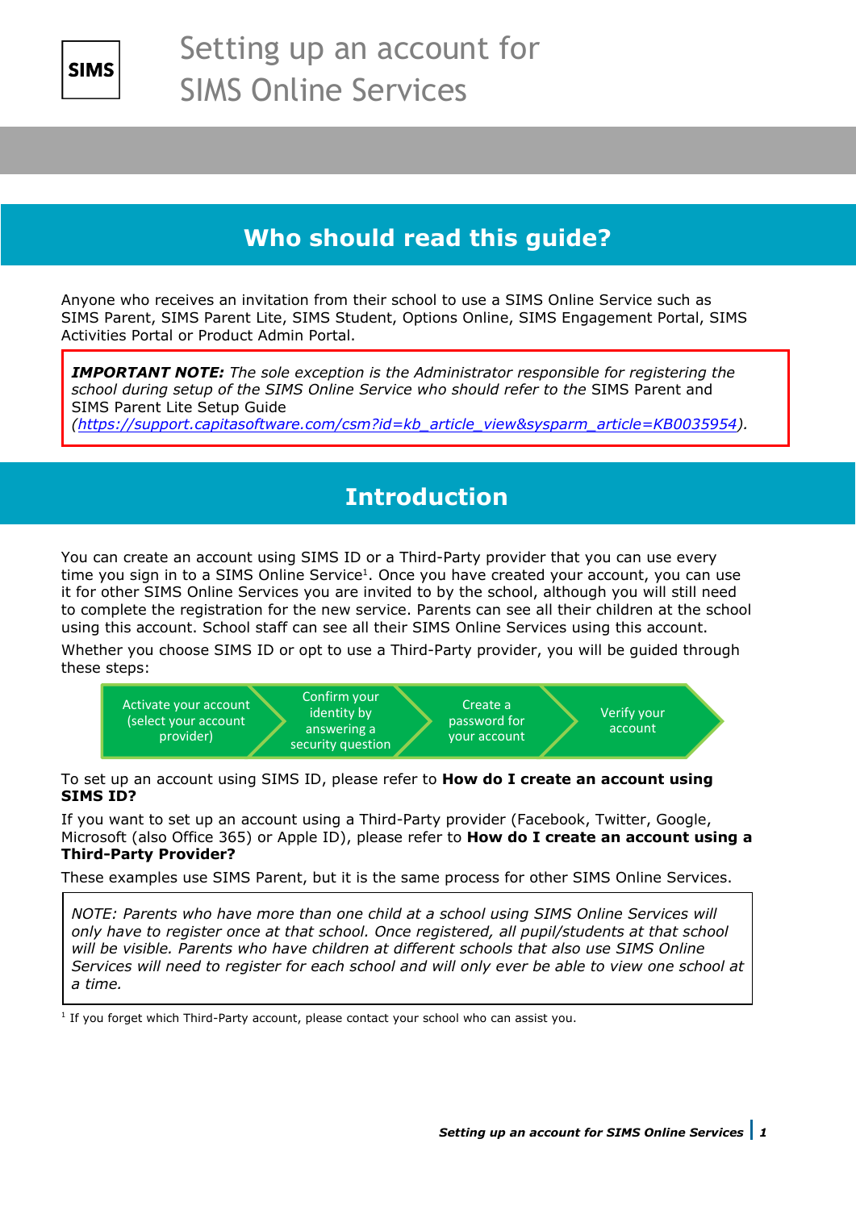SIMS

# Setting up an account for SIMS Online Services

## Who should read this guide?

Anyone who receives an invitation from their school to use a SIMS Online Service such as SIMS Parent, SIMS Parent Lite, SIMS Student, Options Online, SIMS Engagement Portal, SIMS Activities Portal or Product Admin Portal.

***IMPORTANT NOTE:*** *The sole exception is the Administrator responsible for registering the school during setup of the SIMS Online Service who should refer to the* SIMS Parent and SIMS Parent Lite Setup Guide *([https://support.capitasoftware.com/csm?id=kb_article_view&sysparm_article=KB0035954](https://support.capitasoftware.com/csm?id=kb_article_view&sysparm_article=KB0035954)).*

## Introduction

You can create an account using SIMS ID or a Third-Party provider that you can use every time you sign in to a SIMS Online Service[1]. Once you have created your account, you can use it for other SIMS Online Services you are invited to by the school, although you will still need to complete the registration for the new service. Parents can see all their children at the school using this account. School staff can see all their SIMS Online Services using this account.

Whether you choose SIMS ID or opt to use a Third-Party provider, you will be guided through these steps:

1. Activate your account (select your account provider)
2. Confirm your identity by answering a security question
3. Create a password for your account
4. Verify your account

To set up an account using SIMS ID, please refer to **How do I create an account using SIMS ID?**

If you want to set up an account using a Third-Party provider (Facebook, Twitter, Google, Microsoft (also Office 365) or Apple ID), please refer to **How do I create an account using a Third-Party Provider?**

These examples use SIMS Parent, but it is the same process for other SIMS Online Services.

*NOTE: Parents who have more than one child at a school using SIMS Online Services will only have to register once at that school. Once registered, all pupil/students at that school will be visible. Parents who have children at different schools that also use SIMS Online Services will need to register for each school and will only ever be able to view one school at a time.*

[1] If you forget which Third-Party account, please contact your school who can assist you.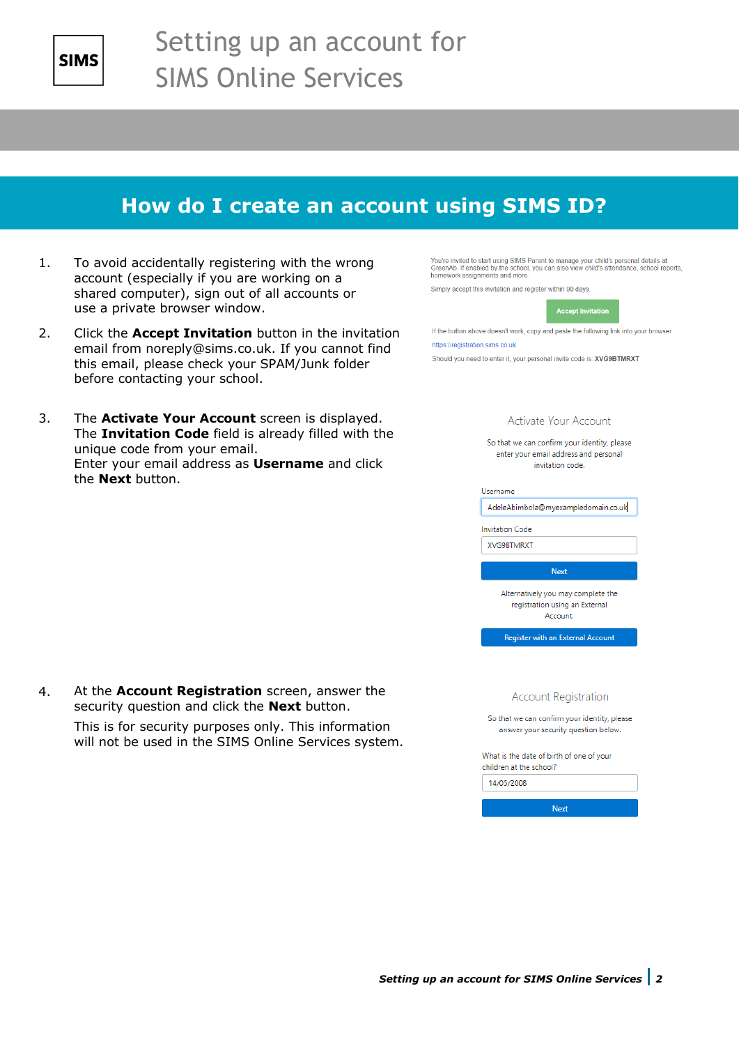# How do I create an account using SIMS ID?

1. To avoid accidentally registering with the wrong account (especially if you are working on a shared computer), sign out of all accounts or use a private browser window.

2. Click the **Accept Invitation** button in the invitation email from noreply@sims.co.uk. If you cannot find this email, please check your SPAM/Junk folder before contacting your school.

You're invited to start using SIMS Parent to manage your child's personal details at GreenAb. If enabled by the school, you can also view child's attendance, school reports, homework assignments and more.

Simply accept this invitation and register within 90 days.

Accept Invitation

If the button above doesn't work, copy and paste the following link into your browser.

https://registration.sims.co.uk

Should you need to enter it, your personal invite code is: **XVG9BTMRXT**

3. The **Activate Your Account** screen is displayed. The **Invitation Code** field is already filled with the unique code from your email.
Enter your email address as **Username** and click the **Next** button.

Activate Your Account

So that we can confirm your identity, please enter your email address and personal invitation code.

Username
AdeleAbimbola@myexampledomain.co.uk

Invitation Code
XVG9BTMRXT

Next

Alternatively you may complete the registration using an External Account.

Register with an External Account

4. At the **Account Registration** screen, answer the security question and click the **Next** button.

   This is for security purposes only. This information will not be used in the SIMS Online Services system.

Account Registration

So that we can confirm your identity, please answer your security question below.

What is the date of birth of one of your children at the school?
14/05/2008

Next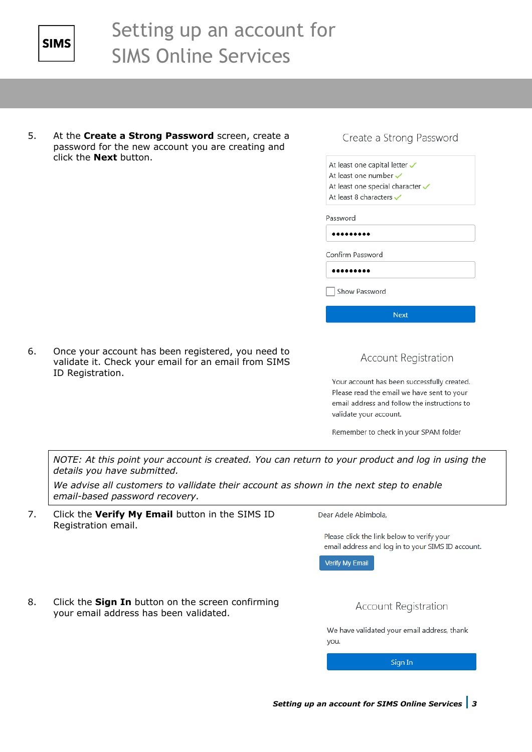# Setting up an account for SIMS Online Services

5. At the **Create a Strong Password** screen, create a password for the new account you are creating and click the **Next** button.

Create a Strong Password

At least one capital letter ✓
At least one number ✓
At least one special character ✓
At least 8 characters ✓

Password

Confirm Password

Show Password

Next

6. Once your account has been registered, you need to validate it. Check your email for an email from SIMS ID Registration.

Account Registration

Your account has been successfully created. Please read the email we have sent to your email address and follow the instructions to validate your account.

Remember to check in your SPAM folder

> *NOTE: At this point your account is created. You can return to your product and log in using the details you have submitted.*
>
> *We advise all customers to vallidate their account as shown in the next step to enable email-based password recovery.*

7. Click the **Verify My Email** button in the SIMS ID Registration email.

Dear Adele Abimbola,

Please click the link below to verify your email address and log in to your SIMS ID account.

Verify My Email

8. Click the **Sign In** button on the screen confirming your email address has been validated.

Account Registration

We have validated your email address, thank you.

Sign In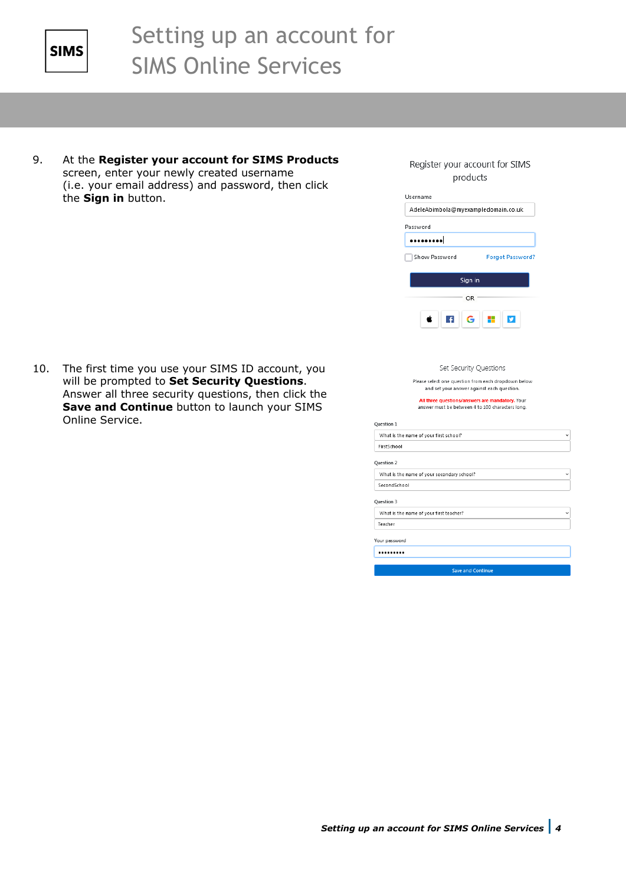# Setting up an account for SIMS Online Services

9. At the **Register your account for SIMS Products** screen, enter your newly created username (i.e. your email address) and password, then click the **Sign in** button.

Register your account for SIMS products

Username

AdeleAbimbola@myexampledomain.co.uk

Password

Show Password Forgot Password?

Sign in

OR

10. The first time you use your SIMS ID account, you will be prompted to **Set Security Questions**. Answer all three security questions, then click the **Save and Continue** button to launch your SIMS Online Service.

Set Security Questions

Please select one question from each dropdown below and set your answer against each question.

All three questions/answers are mandatory. Your answer must be between 4 to 100 characters long.

Question 1

What is the name of your first school?

FirstSchool

Question 2

What is the name of your secondary school?

SecondSchool

Question 3

What is the name of your first teacher?

Teacher

Your password

Save and Continue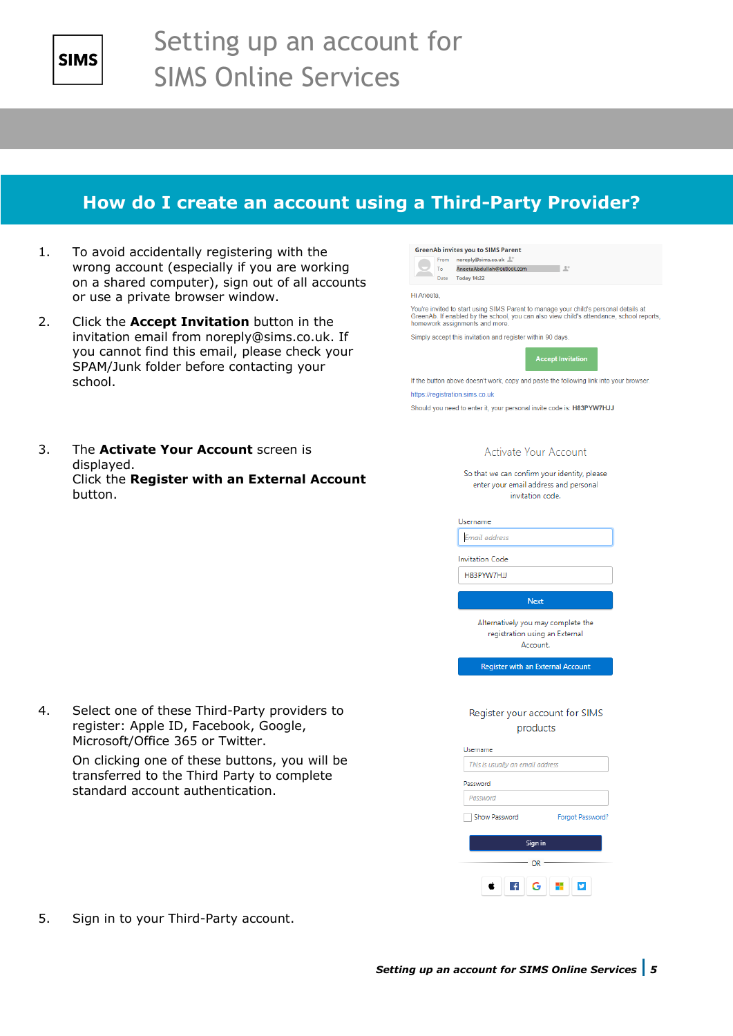# How do I create an account using a Third-Party Provider?

1. To avoid accidentally registering with the wrong account (especially if you are working on a shared computer), sign out of all accounts or use a private browser window.

2. Click the **Accept Invitation** button in the invitation email from noreply@sims.co.uk. If you cannot find this email, please check your SPAM/Junk folder before contacting your school.

3. The **Activate Your Account** screen is displayed.
   Click the **Register with an External Account** button.

4. Select one of these Third-Party providers to register: Apple ID, Facebook, Google, Microsoft/Office 365 or Twitter.

   On clicking one of these buttons, you will be transferred to the Third Party to complete standard account authentication.

5. Sign in to your Third-Party account.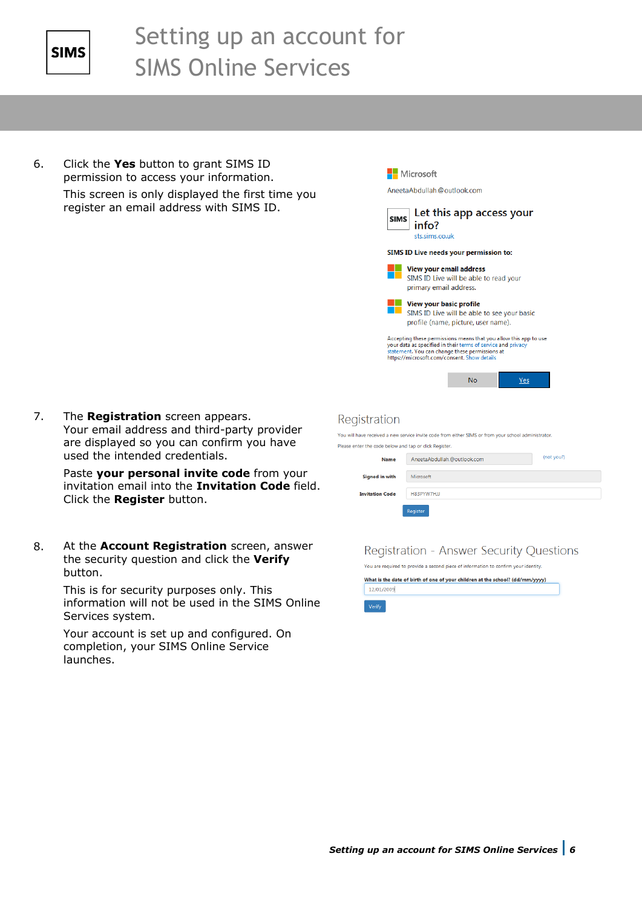6. Click the **Yes** button to grant SIMS ID permission to access your information.

   This screen is only displayed the first time you register an email address with SIMS ID.

   Microsoft

   AneetaAbdullah@outlook.com

   Let this app access your info?

   sts.sims.co.uk

   SIMS ID Live needs your permission to:

   **View your email address**
   SIMS ID Live will be able to read your primary email address.

   **View your basic profile**
   SIMS ID Live will be able to see your basic profile (name, picture, user name).

   Accepting these permissions means that you allow this app to use your data as specified in their terms of service and privacy statement. You can change these permissions at https://microsoft.com/consent. Show details

   No | Yes

7. The **Registration** screen appears. Your email address and third-party provider are displayed so you can confirm you have used the intended credentials.

   Paste **your personal invite code** from your invitation email into the **Invitation Code** field. Click the **Register** button.

   Registration

   You will have received a new service invite code from either SIMS or from your school administrator.

   Please enter the code below and tap or click Register.

   **Name** AneetaAbdullah@outlook.com (not you?)

   **Signed in with** Microsoft

   **Invitation Code** H83PYW7HJJ

   Register

8. At the **Account Registration** screen, answer the security question and click the **Verify** button.

   This is for security purposes only. This information will not be used in the SIMS Online Services system.

   Your account is set up and configured. On completion, your SIMS Online Service launches.

   Registration - Answer Security Questions

   You are required to provide a second piece of information to confirm your identity.

   **What is the date of birth of one of your children at the school? (dd/mm/yyyy)**

   12/01/2009

   Verify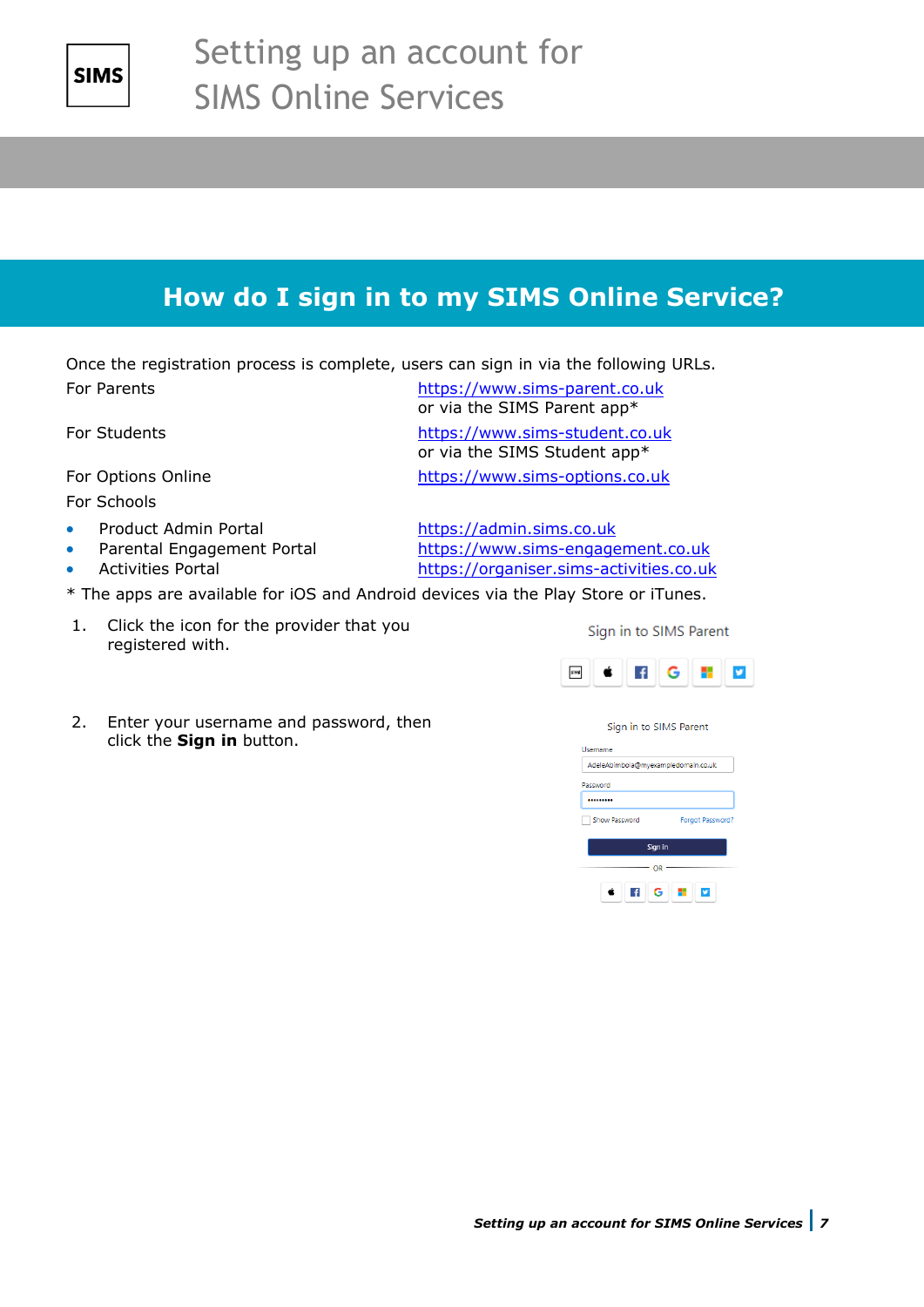## How do I sign in to my SIMS Online Service?

Once the registration process is complete, users can sign in via the following URLs.

| | |
|---|---|
| For Parents | https://www.sims-parent.co.uk or via the SIMS Parent app* |
| For Students | https://www.sims-student.co.uk or via the SIMS Student app* |
| For Options Online | https://www.sims-options.co.uk |

For Schools

- Product Admin Portal — https://admin.sims.co.uk
- Parental Engagement Portal — https://www.sims-engagement.co.uk
- Activities Portal — https://organiser.sims-activities.co.uk

* The apps are available for iOS and Android devices via the Play Store or iTunes.

1. Click the icon for the provider that you registered with.

2. Enter your username and password, then click the **Sign in** button.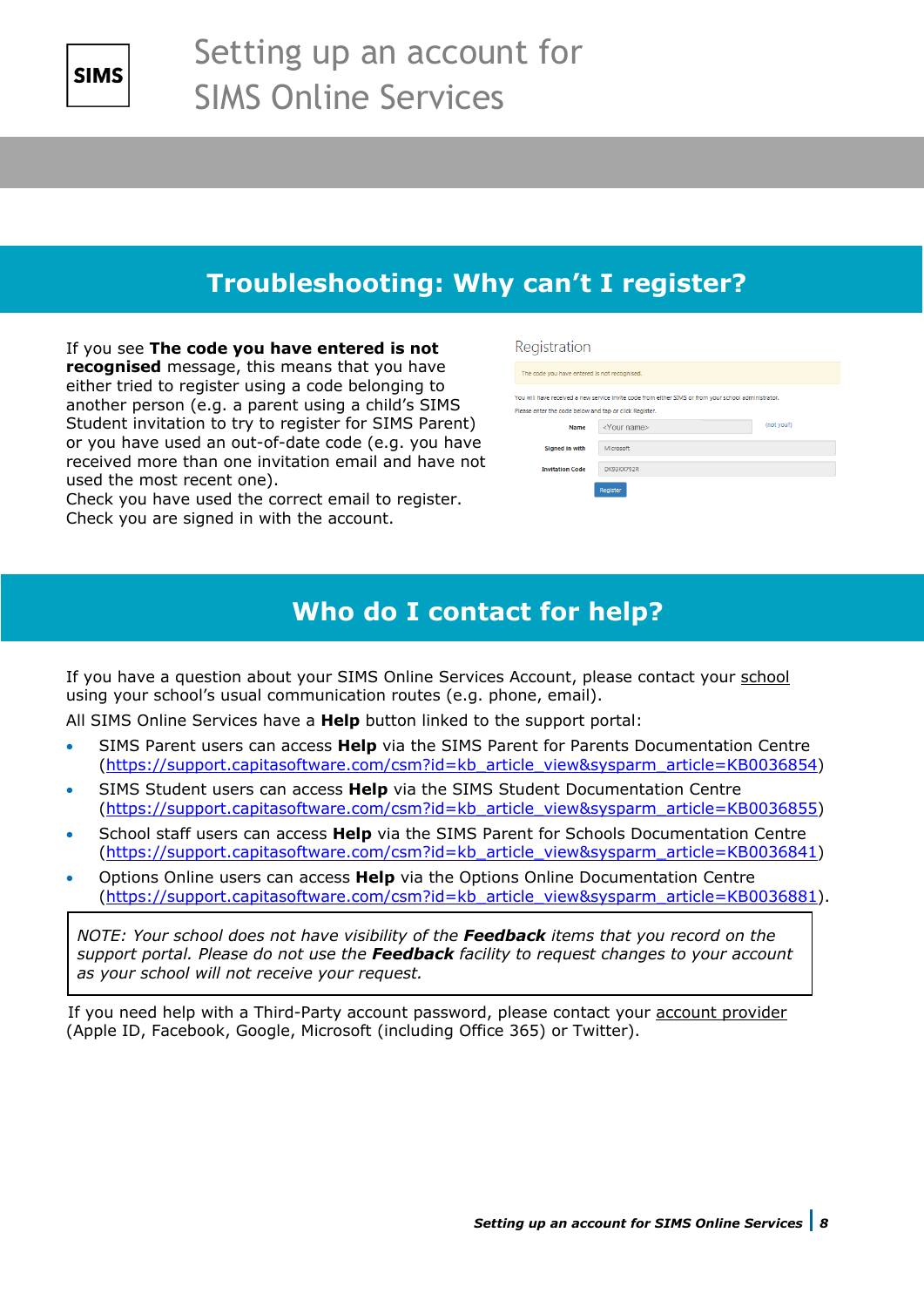# Setting up an account for SIMS Online Services

## Troubleshooting: Why can't I register?

If you see **The code you have entered is not recognised** message, this means that you have either tried to register using a code belonging to another person (e.g. a parent using a child's SIMS Student invitation to try to register for SIMS Parent) or you have used an out-of-date code (e.g. you have received more than one invitation email and have not used the most recent one).
Check you have used the correct email to register.
Check you are signed in with the account.

Registration

The code you have entered is not recognised.

You will have received a new service invite code from either SIMS or from your school administrator.
Please enter the code below and tap or click Register.

Name <Your name> (not you?)

Signed in with Microsoft

Invitation Code DK5JKX7S2R

Register

## Who do I contact for help?

If you have a question about your SIMS Online Services Account, please contact your school using your school's usual communication routes (e.g. phone, email).

All SIMS Online Services have a **Help** button linked to the support portal:

- SIMS Parent users can access **Help** via the SIMS Parent for Parents Documentation Centre (https://support.capitasoftware.com/csm?id=kb_article_view&sysparm_article=KB0036854)
- SIMS Student users can access **Help** via the SIMS Student Documentation Centre (https://support.capitasoftware.com/csm?id=kb_article_view&sysparm_article=KB0036855)
- School staff users can access **Help** via the SIMS Parent for Schools Documentation Centre (https://support.capitasoftware.com/csm?id=kb_article_view&sysparm_article=KB0036841)
- Options Online users can access **Help** via the Options Online Documentation Centre (https://support.capitasoftware.com/csm?id=kb_article_view&sysparm_article=KB0036881).

*NOTE: Your school does not have visibility of the **Feedback** items that you record on the support portal. Please do not use the **Feedback** facility to request changes to your account as your school will not receive your request.*

If you need help with a Third-Party account password, please contact your account provider (Apple ID, Facebook, Google, Microsoft (including Office 365) or Twitter).